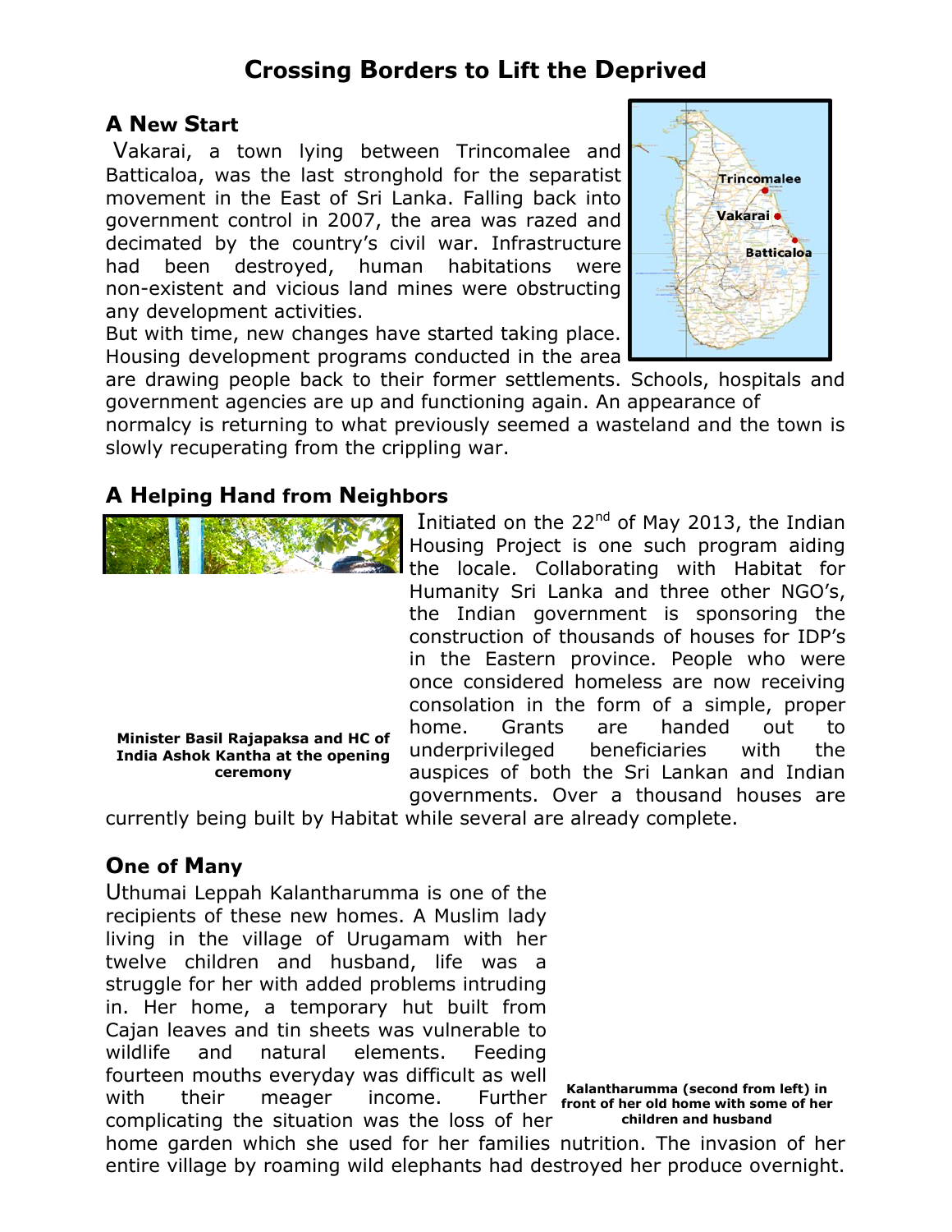# Crossing Borders to Lift the Deprived

## A New Start

Vakarai, a town lying between Trincomalee and Batticaloa, was the last stronghold for the separatist movement in the East of Sri Lanka. Falling back into government control in 2007, the area was razed and decimated by the country's civil war. Infrastructure had been destroyed, human habitations were non-existent and vicious land mines were obstructing any development activities.

But with time, new changes have started taking place. Housing development programs conducted in the area are drawing people back to their former settlements. Schools, hospitals and government agencies are up and functioning again. An appearance of normalcy is returning to what previously seemed a wasteland and the town is slowly recuperating from the crippling war.

## A Helping Hand from Neighbors

Minister Basil Rajapaksa and HC of India Ashok Kantha at the opening ceremony

Initiated on the 22nd of May 2013, the Indian Housing Project is one such program aiding the locale. Collaborating with Habitat for Humanity Sri Lanka and three other NGO's, the Indian government is sponsoring the construction of thousands of houses for IDP's in the Eastern province. People who were once considered homeless are now receiving consolation in the form of a simple, proper home. Grants are handed out to underprivileged beneficiaries with the auspices of both the Sri Lankan and Indian governments. Over a thousand houses are currently being built by Habitat while several are already complete.

## One of Many

Uthumai Leppah Kalantharumma is one of the recipients of these new homes. A Muslim lady living in the village of Urugamam with her twelve children and husband, life was a struggle for her with added problems intruding in. Her home, a temporary hut built from Cajan leaves and tin sheets was vulnerable to wildlife and natural elements. Feeding fourteen mouths everyday was difficult as well with their meager income. Further complicating the situation was the loss of her home garden which she used for her families nutrition. The invasion of her entire village by roaming wild elephants had destroyed her produce overnight.

Kalantharumma (second from left) in front of her old home with some of her children and husband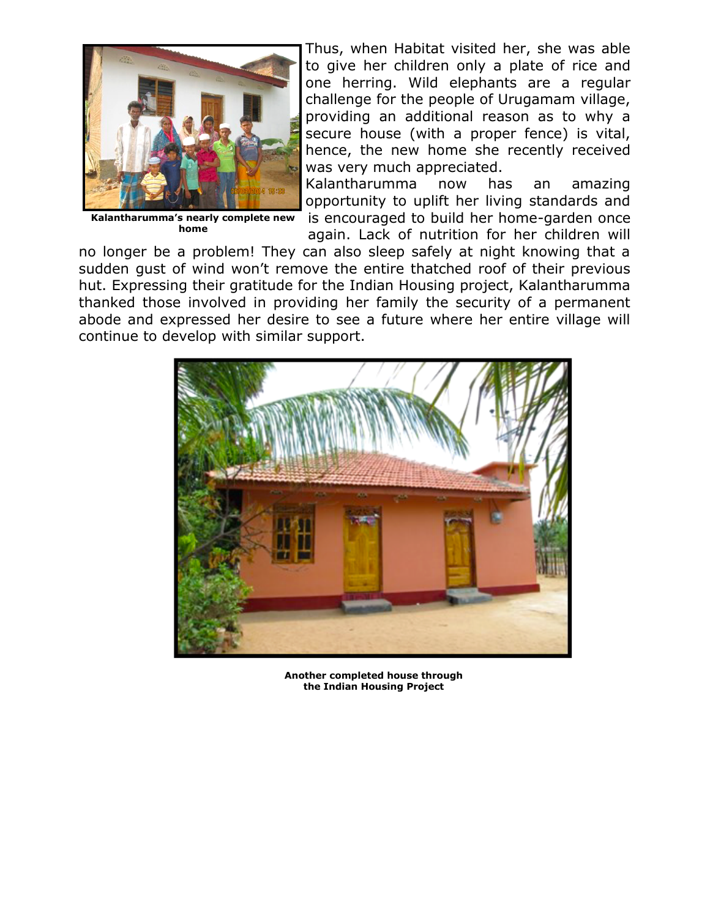Thus, when Habitat visited her, she was able to give her children only a plate of rice and one herring. Wild elephants are a regular challenge for the people of Urugamam village, providing an additional reason as to why a secure house (with a proper fence) is vital, hence, the new home she recently received was very much appreciated.

**Kalantharumma's nearly complete new home**

Kalantharumma now has an amazing opportunity to uplift her living standards and is encouraged to build her home-garden once again. Lack of nutrition for her children will no longer be a problem! They can also sleep safely at night knowing that a sudden gust of wind won't remove the entire thatched roof of their previous hut. Expressing their gratitude for the Indian Housing project, Kalantharumma thanked those involved in providing her family the security of a permanent abode and expressed her desire to see a future where her entire village will continue to develop with similar support.

**Another completed house through the Indian Housing Project**